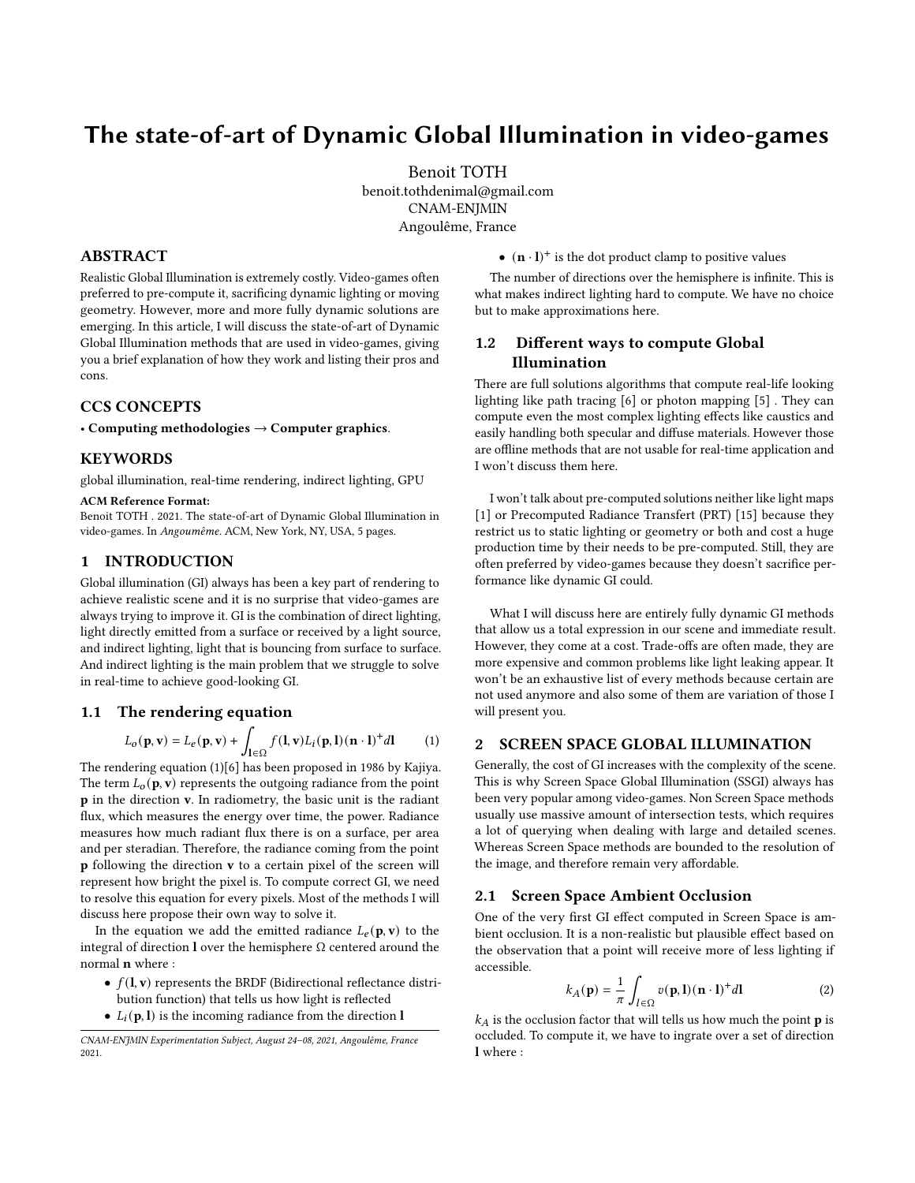# The state-of-art of Dynamic Global Illumination in video-games

Benoit TOTH
benoit.tothdenimal@gmail.com
CNAM-ENJMIN
Angoulême, France

## ABSTRACT

Realistic Global Illumination is extremely costly. Video-games often preferred to pre-compute it, sacrificing dynamic lighting or moving geometry. However, more and more fully dynamic solutions are emerging. In this article, I will discuss the state-of-art of Dynamic Global Illumination methods that are used in video-games, giving you a brief explanation of how they work and listing their pros and cons.

## CCS CONCEPTS

• **Computing methodologies → Computer graphics**.

## KEYWORDS

global illumination, real-time rendering, indirect lighting, GPU

**ACM Reference Format:**
Benoit TOTH . 2021. The state-of-art of Dynamic Global Illumination in video-games. In *Angoumême*. ACM, New York, NY, USA, 5 pages.

## 1 INTRODUCTION

Global illumination (GI) always has been a key part of rendering to achieve realistic scene and it is no surprise that video-games are always trying to improve it. GI is the combination of direct lighting, light directly emitted from a surface or received by a light source, and indirect lighting, light that is bouncing from surface to surface. And indirect lighting is the main problem that we struggle to solve in real-time to achieve good-looking GI.

### 1.1 The rendering equation

$$L_o(\mathbf{p}, \mathbf{v}) = L_e(\mathbf{p}, \mathbf{v}) + \int_{\mathbf{l} \in \Omega} f(\mathbf{l}, \mathbf{v}) L_i(\mathbf{p}, \mathbf{l}) (\mathbf{n} \cdot \mathbf{l})^+ d\mathbf{l} \tag{1}$$

The rendering equation (1)[6] has been proposed in 1986 by Kajiya. The term $L_o(\mathbf{p}, \mathbf{v})$ represents the outgoing radiance from the point $\mathbf{p}$ in the direction $\mathbf{v}$. In radiometry, the basic unit is the radiant flux, which measures the energy over time, the power. Radiance measures how much radiant flux there is on a surface, per area and per steradian. Therefore, the radiance coming from the point $\mathbf{p}$ following the direction $\mathbf{v}$ to a certain pixel of the screen will represent how bright the pixel is. To compute correct GI, we need to resolve this equation for every pixels. Most of the methods I will discuss here propose their own way to solve it.

In the equation we add the emitted radiance $L_e(\mathbf{p}, \mathbf{v})$ to the integral of direction $\mathbf{l}$ over the hemisphere $\Omega$ centered around the normal $\mathbf{n}$ where :

- $f(\mathbf{l}, \mathbf{v})$ represents the BRDF (Bidirectional reflectance distribution function) that tells us how light is reflected
- $L_i(\mathbf{p}, \mathbf{l})$ is the incoming radiance from the direction $\mathbf{l}$
- $(\mathbf{n} \cdot \mathbf{l})^+$ is the dot product clamp to positive values

The number of directions over the hemisphere is infinite. This is what makes indirect lighting hard to compute. We have no choice but to make approximations here.

### 1.2 Different ways to compute Global Illumination

There are full solutions algorithms that compute real-life looking lighting like path tracing [6] or photon mapping [5] . They can compute even the most complex lighting effects like caustics and easily handling both specular and diffuse materials. However those are offline methods that are not usable for real-time application and I won't discuss them here.

I won't talk about pre-computed solutions neither like light maps [1] or Precomputed Radiance Transfert (PRT) [15] because they restrict us to static lighting or geometry or both and cost a huge production time by their needs to be pre-computed. Still, they are often preferred by video-games because they doesn't sacrifice performance like dynamic GI could.

What I will discuss here are entirely fully dynamic GI methods that allow us a total expression in our scene and immediate result. However, they come at a cost. Trade-offs are often made, they are more expensive and common problems like light leaking appear. It won't be an exhaustive list of every methods because certain are not used anymore and also some of them are variation of those I will present you.

## 2 SCREEN SPACE GLOBAL ILLUMINATION

Generally, the cost of GI increases with the complexity of the scene. This is why Screen Space Global Illumination (SSGI) always has been very popular among video-games. Non Screen Space methods usually use massive amount of intersection tests, which requires a lot of querying when dealing with large and detailed scenes. Whereas Screen Space methods are bounded to the resolution of the image, and therefore remain very affordable.

### 2.1 Screen Space Ambient Occlusion

One of the very first GI effect computed in Screen Space is ambient occlusion. It is a non-realistic but plausible effect based on the observation that a point will receive more of less lighting if accessible.

$$k_A(\mathbf{p}) = \frac{1}{\pi} \int_{l \in \Omega} v(\mathbf{p}, \mathbf{l}) (\mathbf{n} \cdot \mathbf{l})^+ d\mathbf{l} \tag{2}$$

$k_A$ is the occlusion factor that will tells us how much the point $\mathbf{p}$ is occluded. To compute it, we have to ingrate over a set of direction $\mathbf{l}$ where :

CNAM-ENJMIN Experimentation Subject, August 24–08, 2021, Angoulême, France
2021.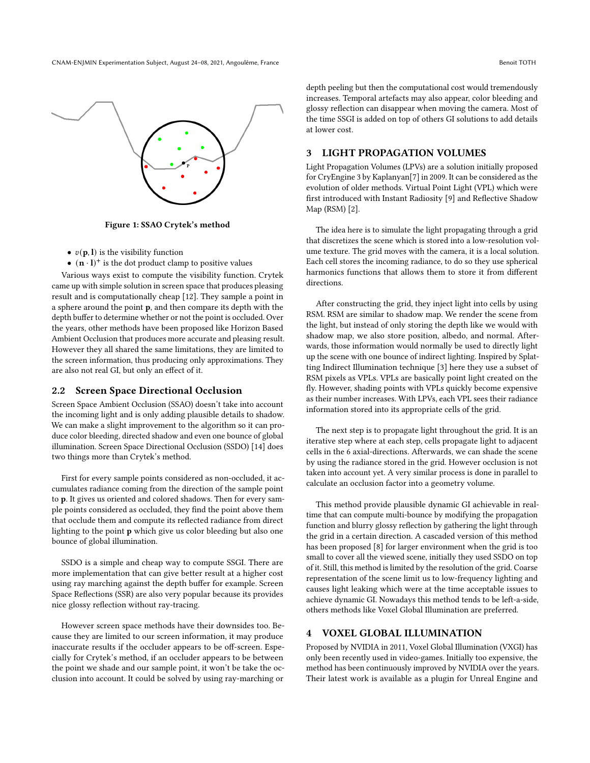Figure 1: SSAO Crytek's method

- $v(\mathbf{p}, \mathbf{l})$ is the visibility function
- $(\mathbf{n} \cdot \mathbf{l})^+$ is the dot product clamp to positive values

Various ways exist to compute the visibility function. Crytek came up with simple solution in screen space that produces pleasing result and is computationally cheap [12]. They sample a point in a sphere around the point **p**, and then compare its depth with the depth buffer to determine whether or not the point is occluded. Over the years, other methods have been proposed like Horizon Based Ambient Occlusion that produces more accurate and pleasing result. However they all shared the same limitations, they are limited to the screen information, thus producing only approximations. They are also not real GI, but only an effect of it.

## 2.2 Screen Space Directional Occlusion

Screen Space Ambient Occlusion (SSAO) doesn't take into account the incoming light and is only adding plausible details to shadow. We can make a slight improvement to the algorithm so it can produce color bleeding, directed shadow and even one bounce of global illumination. Screen Space Directional Occlusion (SSDO) [14] does two things more than Crytek's method.

First for every sample points considered as non-occluded, it accumulates radiance coming from the direction of the sample point to **p**. It gives us oriented and colored shadows. Then for every sample points considered as occluded, they find the point above them that occlude them and compute its reflected radiance from direct lighting to the point **p** which give us color bleeding but also one bounce of global illumination.

SSDO is a simple and cheap way to compute SSGI. There are more implementation that can give better result at a higher cost using ray marching against the depth buffer for example. Screen Space Reflections (SSR) are also very popular because its provides nice glossy reflection without ray-tracing.

However screen space methods have their downsides too. Because they are limited to our screen information, it may produce inaccurate results if the occluder appears to be off-screen. Especially for Crytek's method, if an occluder appears to be between the point we shade and our sample point, it won't be take the occlusion into account. It could be solved by using ray-marching or depth peeling but then the computational cost would tremendously increases. Temporal artefacts may also appear, color bleeding and glossy reflection can disappear when moving the camera. Most of the time SSGI is added on top of others GI solutions to add details at lower cost.

# 3 LIGHT PROPAGATION VOLUMES

Light Propagation Volumes (LPVs) are a solution initially proposed for CryEngine 3 by Kaplanyan[7] in 2009. It can be considered as the evolution of older methods. Virtual Point Light (VPL) which were first introduced with Instant Radiosity [9] and Reflective Shadow Map (RSM) [2].

The idea here is to simulate the light propagating through a grid that discretizes the scene which is stored into a low-resolution volume texture. The grid moves with the camera, it is a local solution. Each cell stores the incoming radiance, to do so they use spherical harmonics functions that allows them to store it from different directions.

After constructing the grid, they inject light into cells by using RSM. RSM are similar to shadow map. We render the scene from the light, but instead of only storing the depth like we would with shadow map, we also store position, albedo, and normal. Afterwards, those information would normally be used to directly light up the scene with one bounce of indirect lighting. Inspired by Splatting Indirect Illumination technique [3] here they use a subset of RSM pixels as VPLs. VPLs are basically point light created on the fly. However, shading points with VPLs quickly become expensive as their number increases. With LPVs, each VPL sees their radiance information stored into its appropriate cells of the grid.

The next step is to propagate light throughout the grid. It is an iterative step where at each step, cells propagate light to adjacent cells in the 6 axial-directions. Afterwards, we can shade the scene by using the radiance stored in the grid. However occlusion is not taken into account yet. A very similar process is done in parallel to calculate an occlusion factor into a geometry volume.

This method provide plausible dynamic GI achievable in real-time that can compute multi-bounce by modifying the propagation function and blurry glossy reflection by gathering the light through the grid in a certain direction. A cascaded version of this method has been proposed [8] for larger environment when the grid is too small to cover all the viewed scene, initially they used SSDO on top of it. Still, this method is limited by the resolution of the grid. Coarse representation of the scene limit us to low-frequency lighting and causes light leaking which were at the time acceptable issues to achieve dynamic GI. Nowadays this method tends to be left-a-side, others methods like Voxel Global Illumination are preferred.

# 4 VOXEL GLOBAL ILLUMINATION

Proposed by NVIDIA in 2011, Voxel Global Illumination (VXGI) has only been recently used in video-games. Initially too expensive, the method has been continuously improved by NVIDIA over the years. Their latest work is available as a plugin for Unreal Engine and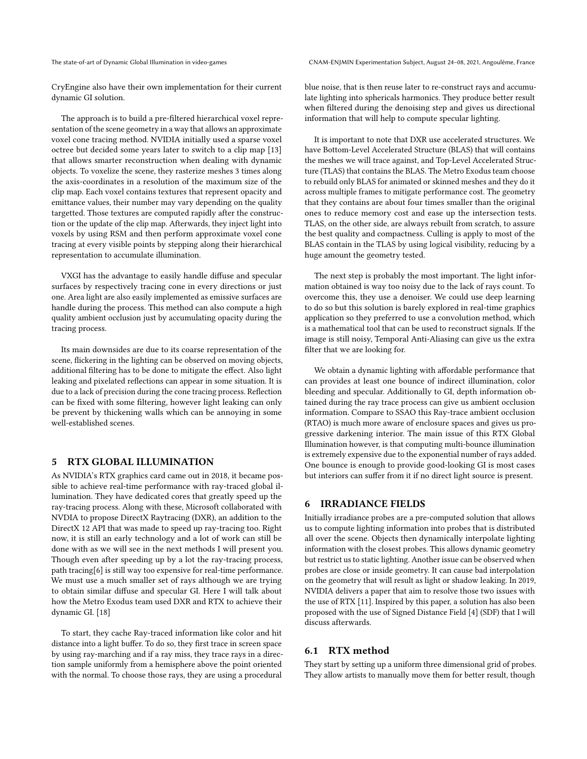CryEngine also have their own implementation for their current dynamic GI solution.

The approach is to build a pre-filtered hierarchical voxel representation of the scene geometry in a way that allows an approximate voxel cone tracing method. NVIDIA initially used a sparse voxel octree but decided some years later to switch to a clip map [13] that allows smarter reconstruction when dealing with dynamic objects. To voxelize the scene, they rasterize meshes 3 times along the axis-coordinates in a resolution of the maximum size of the clip map. Each voxel contains textures that represent opacity and emittance values, their number may vary depending on the quality targetted. Those textures are computed rapidly after the construction or the update of the clip map. Afterwards, they inject light into voxels by using RSM and then perform approximate voxel cone tracing at every visible points by stepping along their hierarchical representation to accumulate illumination.

VXGI has the advantage to easily handle diffuse and specular surfaces by respectively tracing cone in every directions or just one. Area light are also easily implemented as emissive surfaces are handle during the process. This method can also compute a high quality ambient occlusion just by accumulating opacity during the tracing process.

Its main downsides are due to its coarse representation of the scene, flickering in the lighting can be observed on moving objects, additional filtering has to be done to mitigate the effect. Also light leaking and pixelated reflections can appear in some situation. It is due to a lack of precision during the cone tracing process. Reflection can be fixed with some filtering, however light leaking can only be prevent by thickening walls which can be annoying in some well-established scenes.

## 5 RTX GLOBAL ILLUMINATION

As NVIDIA's RTX graphics card came out in 2018, it became possible to achieve real-time performance with ray-traced global illumination. They have dedicated cores that greatly speed up the ray-tracing process. Along with these, Microsoft collaborated with NVDIA to propose DirectX Raytracing (DXR), an addition to the DirectX 12 API that was made to speed up ray-tracing too. Right now, it is still an early technology and a lot of work can still be done with as we will see in the next methods I will present you. Though even after speeding up by a lot the ray-tracing process, path tracing[6] is still way too expensive for real-time performance. We must use a much smaller set of rays although we are trying to obtain similar diffuse and specular GI. Here I will talk about how the Metro Exodus team used DXR and RTX to achieve their dynamic GI. [18]

To start, they cache Ray-traced information like color and hit distance into a light buffer. To do so, they first trace in screen space by using ray-marching and if a ray miss, they trace rays in a direction sample uniformly from a hemisphere above the point oriented with the normal. To choose those rays, they are using a procedural blue noise, that is then reuse later to re-construct rays and accumulate lighting into sphericals harmonics. They produce better result when filtered during the denoising step and gives us directional information that will help to compute specular lighting.

It is important to note that DXR use accelerated structures. We have Bottom-Level Accelerated Structure (BLAS) that will contains the meshes we will trace against, and Top-Level Accelerated Structure (TLAS) that contains the BLAS. The Metro Exodus team choose to rebuild only BLAS for animated or skinned meshes and they do it across multiple frames to mitigate performance cost. The geometry that they contain are about four times smaller than the original ones to reduce memory cost and ease up the intersection tests. TLAS, on the other side, are always rebuilt from scratch, to assure the best quality and compactness. Culling is apply to most of the BLAS contain in the TLAS by using logical visibility, reducing by a huge amount the geometry tested.

The next step is probably the most important. The light information obtained is way too noisy due to the lack of rays count. To overcome this, they use a denoiser. We could use deep learning to do so but this solution is barely explored in real-time graphics application so they preferred to use a convolution method, which is a mathematical tool that can be used to reconstruct signals. If the image is still noisy, Temporal Anti-Aliasing can give us the extra filter that we are looking for.

We obtain a dynamic lighting with affordable performance that can provides at least one bounce of indirect illumination, color bleeding and specular. Additionally to GI, depth information obtained during the ray trace process can give us ambient occlusion information. Compare to SSAO this Ray-trace ambient occlusion (RTAO) is much more aware of enclosure spaces and gives us progressive darkening interior. The main issue of this RTX Global Illumination however, is that computing multi-bounce illumination is extremely expensive due to the exponential number of rays added. One bounce is enough to provide good-looking GI is most cases but interiors can suffer from it if no direct light source is present.

## 6 IRRADIANCE FIELDS

Initially irradiance probes are a pre-computed solution that allows us to compute lighting information into probes that is distributed all over the scene. Objects then dynamically interpolate lighting information with the closest probes. This allows dynamic geometry but restrict us to static lighting. Another issue can be observed when probes are close or inside geometry. It can cause bad interpolation on the geometry that will result as light or shadow leaking. In 2019, NVIDIA delivers a paper that aim to resolve those two issues with the use of RTX [11]. Inspired by this paper, a solution has also been proposed with the use of Signed Distance Field [4] (SDF) that I will discuss afterwards.

### 6.1 RTX method

They start by setting up a uniform three dimensional grid of probes. They allow artists to manually move them for better result, though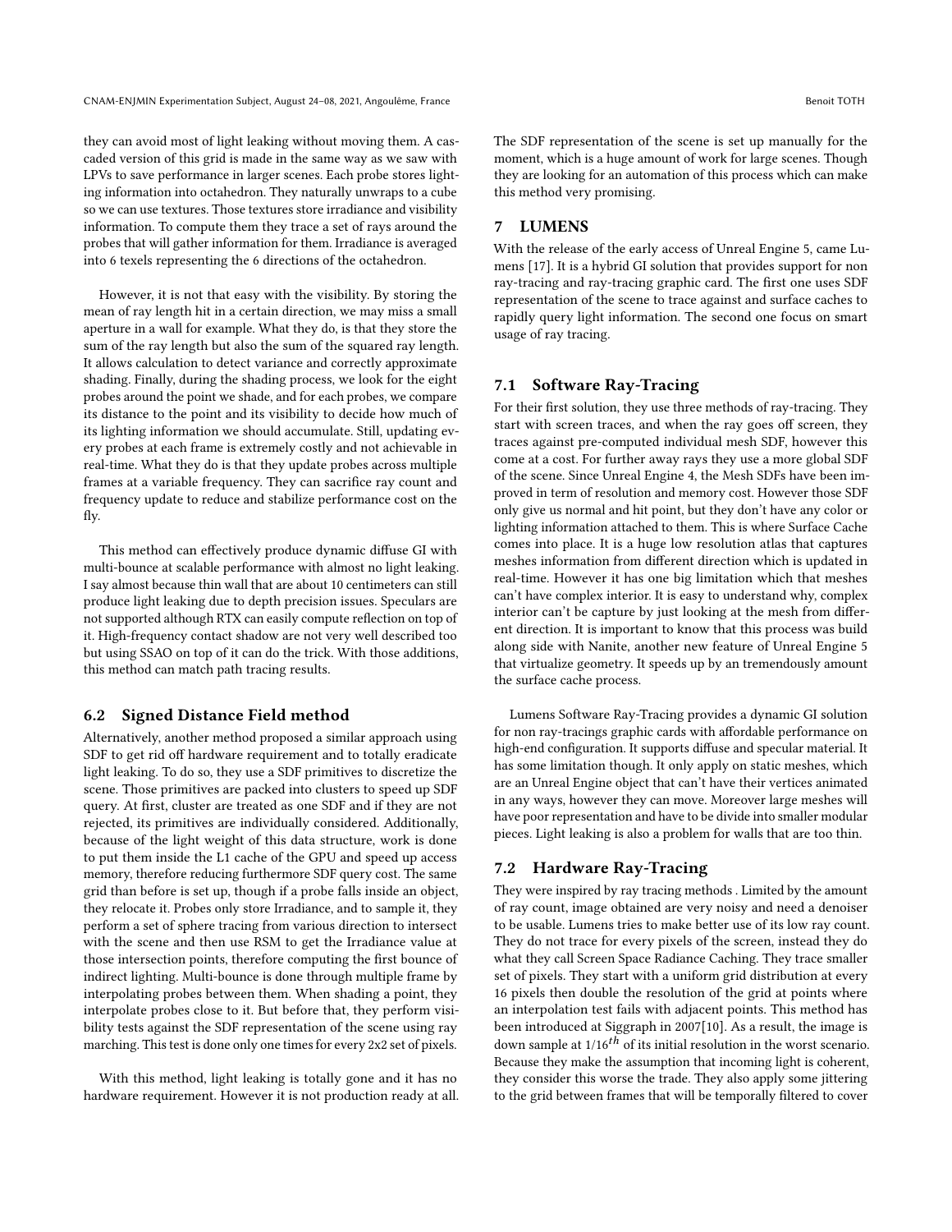they can avoid most of light leaking without moving them. A cascaded version of this grid is made in the same way as we saw with LPVs to save performance in larger scenes. Each probe stores lighting information into octahedron. They naturally unwraps to a cube so we can use textures. Those textures store irradiance and visibility information. To compute them they trace a set of rays around the probes that will gather information for them. Irradiance is averaged into 6 texels representing the 6 directions of the octahedron.

However, it is not that easy with the visibility. By storing the mean of ray length hit in a certain direction, we may miss a small aperture in a wall for example. What they do, is that they store the sum of the ray length but also the sum of the squared ray length. It allows calculation to detect variance and correctly approximate shading. Finally, during the shading process, we look for the eight probes around the point we shade, and for each probes, we compare its distance to the point and its visibility to decide how much of its lighting information we should accumulate. Still, updating every probes at each frame is extremely costly and not achievable in real-time. What they do is that they update probes across multiple frames at a variable frequency. They can sacrifice ray count and frequency update to reduce and stabilize performance cost on the fly.

This method can effectively produce dynamic diffuse GI with multi-bounce at scalable performance with almost no light leaking. I say almost because thin wall that are about 10 centimeters can still produce light leaking due to depth precision issues. Speculars are not supported although RTX can easily compute reflection on top of it. High-frequency contact shadow are not very well described too but using SSAO on top of it can do the trick. With those additions, this method can match path tracing results.

### 6.2 Signed Distance Field method

Alternatively, another method proposed a similar approach using SDF to get rid off hardware requirement and to totally eradicate light leaking. To do so, they use a SDF primitives to discretize the scene. Those primitives are packed into clusters to speed up SDF query. At first, cluster are treated as one SDF and if they are not rejected, its primitives are individually considered. Additionally, because of the light weight of this data structure, work is done to put them inside the L1 cache of the GPU and speed up access memory, therefore reducing furthermore SDF query cost. The same grid than before is set up, though if a probe falls inside an object, they relocate it. Probes only store Irradiance, and to sample it, they perform a set of sphere tracing from various direction to intersect with the scene and then use RSM to get the Irradiance value at those intersection points, therefore computing the first bounce of indirect lighting. Multi-bounce is done through multiple frame by interpolating probes between them. When shading a point, they interpolate probes close to it. But before that, they perform visibility tests against the SDF representation of the scene using ray marching. This test is done only one times for every 2x2 set of pixels.

With this method, light leaking is totally gone and it has no hardware requirement. However it is not production ready at all. The SDF representation of the scene is set up manually for the moment, which is a huge amount of work for large scenes. Though they are looking for an automation of this process which can make this method very promising.

## 7 LUMENS

With the release of the early access of Unreal Engine 5, came Lumens [17]. It is a hybrid GI solution that provides support for non ray-tracing and ray-tracing graphic card. The first one uses SDF representation of the scene to trace against and surface caches to rapidly query light information. The second one focus on smart usage of ray tracing.

### 7.1 Software Ray-Tracing

For their first solution, they use three methods of ray-tracing. They start with screen traces, and when the ray goes off screen, they traces against pre-computed individual mesh SDF, however this come at a cost. For further away rays they use a more global SDF of the scene. Since Unreal Engine 4, the Mesh SDFs have been improved in term of resolution and memory cost. However those SDF only give us normal and hit point, but they don't have any color or lighting information attached to them. This is where Surface Cache comes into place. It is a huge low resolution atlas that captures meshes information from different direction which is updated in real-time. However it has one big limitation which that meshes can't have complex interior. It is easy to understand why, complex interior can't be capture by just looking at the mesh from different direction. It is important to know that this process was build along side with Nanite, another new feature of Unreal Engine 5 that virtualize geometry. It speeds up by an tremendously amount the surface cache process.

Lumens Software Ray-Tracing provides a dynamic GI solution for non ray-tracings graphic cards with affordable performance on high-end configuration. It supports diffuse and specular material. It has some limitation though. It only apply on static meshes, which are an Unreal Engine object that can't have their vertices animated in any ways, however they can move. Moreover large meshes will have poor representation and have to be divide into smaller modular pieces. Light leaking is also a problem for walls that are too thin.

### 7.2 Hardware Ray-Tracing

They were inspired by ray tracing methods . Limited by the amount of ray count, image obtained are very noisy and need a denoiser to be usable. Lumens tries to make better use of its low ray count. They do not trace for every pixels of the screen, instead they do what they call Screen Space Radiance Caching. They trace smaller set of pixels. They start with a uniform grid distribution at every 16 pixels then double the resolution of the grid at points where an interpolation test fails with adjacent points. This method has been introduced at Siggraph in 2007[10]. As a result, the image is down sample at $1/16^{th}$ of its initial resolution in the worst scenario. Because they make the assumption that incoming light is coherent, they consider this worse the trade. They also apply some jittering to the grid between frames that will be temporally filtered to cover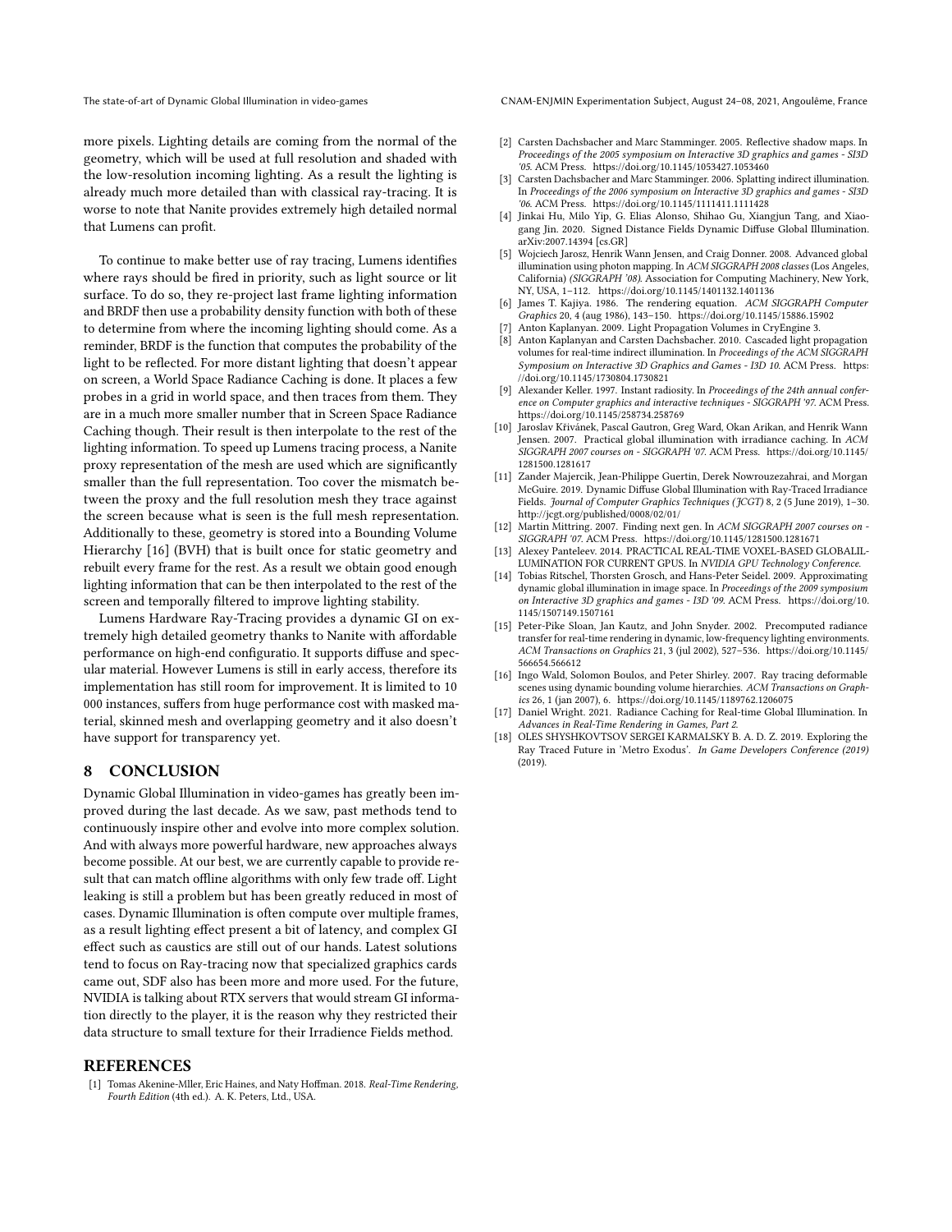more pixels. Lighting details are coming from the normal of the geometry, which will be used at full resolution and shaded with the low-resolution incoming lighting. As a result the lighting is already much more detailed than with classical ray-tracing. It is worse to note that Nanite provides extremely high detailed normal that Lumens can profit.

To continue to make better use of ray tracing, Lumens identifies where rays should be fired in priority, such as light source or lit surface. To do so, they re-project last frame lighting information and BRDF then use a probability density function with both of these to determine from where the incoming lighting should come. As a reminder, BRDF is the function that computes the probability of the light to be reflected. For more distant lighting that doesn't appear on screen, a World Space Radiance Caching is done. It places a few probes in a grid in world space, and then traces from them. They are in a much more smaller number that in Screen Space Radiance Caching though. Their result is then interpolate to the rest of the lighting information. To speed up Lumens tracing process, a Nanite proxy representation of the mesh are used which are significantly smaller than the full representation. Too cover the mismatch between the proxy and the full resolution mesh they trace against the screen because what is seen is the full mesh representation. Additionally to these, geometry is stored into a Bounding Volume Hierarchy [16] (BVH) that is built once for static geometry and rebuilt every frame for the rest. As a result we obtain good enough lighting information that can be then interpolated to the rest of the screen and temporally filtered to improve lighting stability.

Lumens Hardware Ray-Tracing provides a dynamic GI on extremely high detailed geometry thanks to Nanite with affordable performance on high-end configuratio. It supports diffuse and specular material. However Lumens is still in early access, therefore its implementation has still room for improvement. It is limited to 10 000 instances, suffers from huge performance cost with masked material, skinned mesh and overlapping geometry and it also doesn't have support for transparency yet.

## 8 CONCLUSION

Dynamic Global Illumination in video-games has greatly been improved during the last decade. As we saw, past methods tend to continuously inspire other and evolve into more complex solution. And with always more powerful hardware, new approaches always become possible. At our best, we are currently capable to provide result that can match offline algorithms with only few trade off. Light leaking is still a problem but has been greatly reduced in most of cases. Dynamic Illumination is often compute over multiple frames, as a result lighting effect present a bit of latency, and complex GI effect such as caustics are still out of our hands. Latest solutions tend to focus on Ray-tracing now that specialized graphics cards came out, SDF also has been more and more used. For the future, NVIDIA is talking about RTX servers that would stream GI information directly to the player, it is the reason why they restricted their data structure to small texture for their Irradience Fields method.

## REFERENCES

[1] Tomas Akenine-Mller, Eric Haines, and Naty Hoffman. 2018. *Real-Time Rendering, Fourth Edition* (4th ed.). A. K. Peters, Ltd., USA.

[2] Carsten Dachsbacher and Marc Stamminger. 2005. Reflective shadow maps. In *Proceedings of the 2005 symposium on Interactive 3D graphics and games - SI3D '05*. ACM Press. https://doi.org/10.1145/1053427.1053460

[3] Carsten Dachsbacher and Marc Stamminger. 2006. Splatting indirect illumination. In *Proceedings of the 2006 symposium on Interactive 3D graphics and games - SI3D '06*. ACM Press. https://doi.org/10.1145/1111411.1111428

[4] Jinkai Hu, Milo Yip, G. Elias Alonso, Shihao Gu, Xiangjun Tang, and Xiaogang Jin. 2020. Signed Distance Fields Dynamic Diffuse Global Illumination. arXiv:2007.14394 [cs.GR]

[5] Wojciech Jarosz, Henrik Wann Jensen, and Craig Donner. 2008. Advanced global illumination using photon mapping. In *ACM SIGGRAPH 2008 classes* (Los Angeles, California) *(SIGGRAPH '08)*. Association for Computing Machinery, New York, NY, USA, 1–112. https://doi.org/10.1145/1401132.1401136

[6] James T. Kajiya. 1986. The rendering equation. *ACM SIGGRAPH Computer Graphics* 20, 4 (aug 1986), 143–150. https://doi.org/10.1145/15886.15902

[7] Anton Kaplanyan. 2009. Light Propagation Volumes in CryEngine 3.

[8] Anton Kaplanyan and Carsten Dachsbacher. 2010. Cascaded light propagation volumes for real-time indirect illumination. In *Proceedings of the ACM SIGGRAPH Symposium on Interactive 3D Graphics and Games - I3D 10*. ACM Press. https://doi.org/10.1145/1730804.1730821

[9] Alexander Keller. 1997. Instant radiosity. In *Proceedings of the 24th annual conference on Computer graphics and interactive techniques - SIGGRAPH '97*. ACM Press. https://doi.org/10.1145/258734.258769

[10] Jaroslav Křivánek, Pascal Gautron, Greg Ward, Okan Arikan, and Henrik Wann Jensen. 2007. Practical global illumination with irradiance caching. In *ACM SIGGRAPH 2007 courses on - SIGGRAPH '07*. ACM Press. https://doi.org/10.1145/1281500.1281617

[11] Zander Majercik, Jean-Philippe Guertin, Derek Nowrouzezahrai, and Morgan McGuire. 2019. Dynamic Diffuse Global Illumination with Ray-Traced Irradiance Fields. *Journal of Computer Graphics Techniques (JCGT)* 8, 2 (5 June 2019), 1–30. http://jcgt.org/published/0008/02/01/

[12] Martin Mittring. 2007. Finding next gen. In *ACM SIGGRAPH 2007 courses on - SIGGRAPH '07*. ACM Press. https://doi.org/10.1145/1281500.1281671

[13] Alexey Panteleev. 2014. PRACTICAL REAL-TIME VOXEL-BASED GLOBALILLUMINATION FOR CURRENT GPUS. In *NVIDIA GPU Technology Conference*.

[14] Tobias Ritschel, Thorsten Grosch, and Hans-Peter Seidel. 2009. Approximating dynamic global illumination in image space. In *Proceedings of the 2009 symposium on Interactive 3D graphics and games - I3D '09*. ACM Press. https://doi.org/10.1145/1507149.1507161

[15] Peter-Pike Sloan, Jan Kautz, and John Snyder. 2002. Precomputed radiance transfer for real-time rendering in dynamic, low-frequency lighting environments. *ACM Transactions on Graphics* 21, 3 (jul 2002), 527–536. https://doi.org/10.1145/566654.566612

[16] Ingo Wald, Solomon Boulos, and Peter Shirley. 2007. Ray tracing deformable scenes using dynamic bounding volume hierarchies. *ACM Transactions on Graphics* 26, 1 (jan 2007), 6. https://doi.org/10.1145/1189762.1206075

[17] Daniel Wright. 2021. Radiance Caching for Real-time Global Illumination. In *Advances in Real-Time Rendering in Games, Part 2*.

[18] OLES SHYSHKOVTSOV SERGEI KARMALSKY B. A. D. Z. 2019. Exploring the Ray Traced Future in 'Metro Exodus'. *In Game Developers Conference (2019)* (2019).